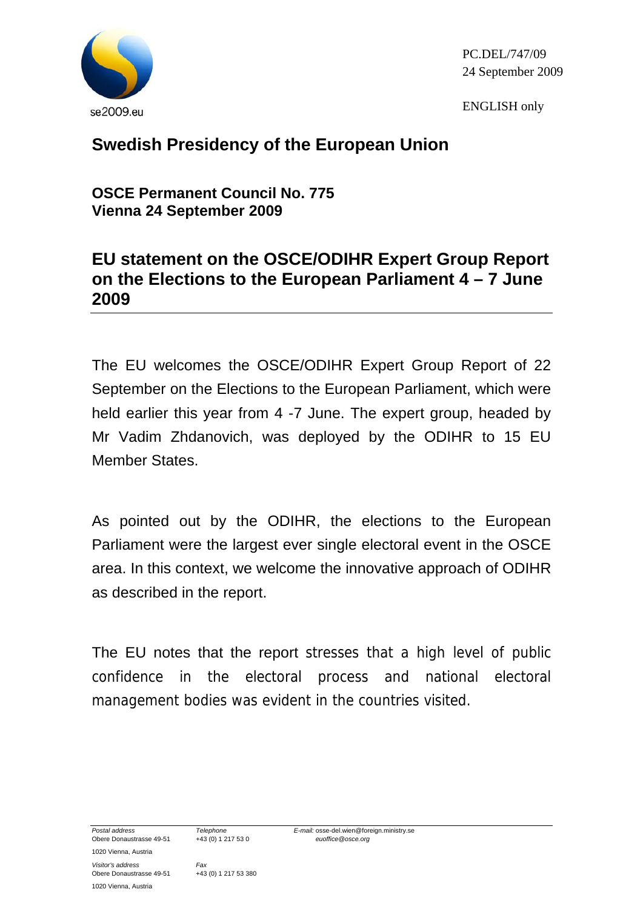se2009.eu

PC.DEL/747/09
24 September 2009

ENGLISH only

# Swedish Presidency of the European Union

**OSCE Permanent Council No. 775**
**Vienna 24 September 2009**

## EU statement on the OSCE/ODIHR Expert Group Report on the Elections to the European Parliament 4 – 7 June 2009

The EU welcomes the OSCE/ODIHR Expert Group Report of 22 September on the Elections to the European Parliament, which were held earlier this year from 4 -7 June. The expert group, headed by Mr Vadim Zhdanovich, was deployed by the ODIHR to 15 EU Member States.

As pointed out by the ODIHR, the elections to the European Parliament were the largest ever single electoral event in the OSCE area. In this context, we welcome the innovative approach of ODIHR as described in the report.

The EU notes that the report stresses that a high level of public confidence in the electoral process and national electoral management bodies was evident in the countries visited.

*Postal address*
Obere Donaustrasse 49-51
1020 Vienna, Austria

*Visitor's address*
Obere Donaustrasse 49-51
1020 Vienna, Austria

*Telephone*
+43 (0) 1 217 53 0

*Fax*
+43 (0) 1 217 53 380

*E-mail:* osse-del.wien@foreign.ministry.se
*euoffice@osce.org*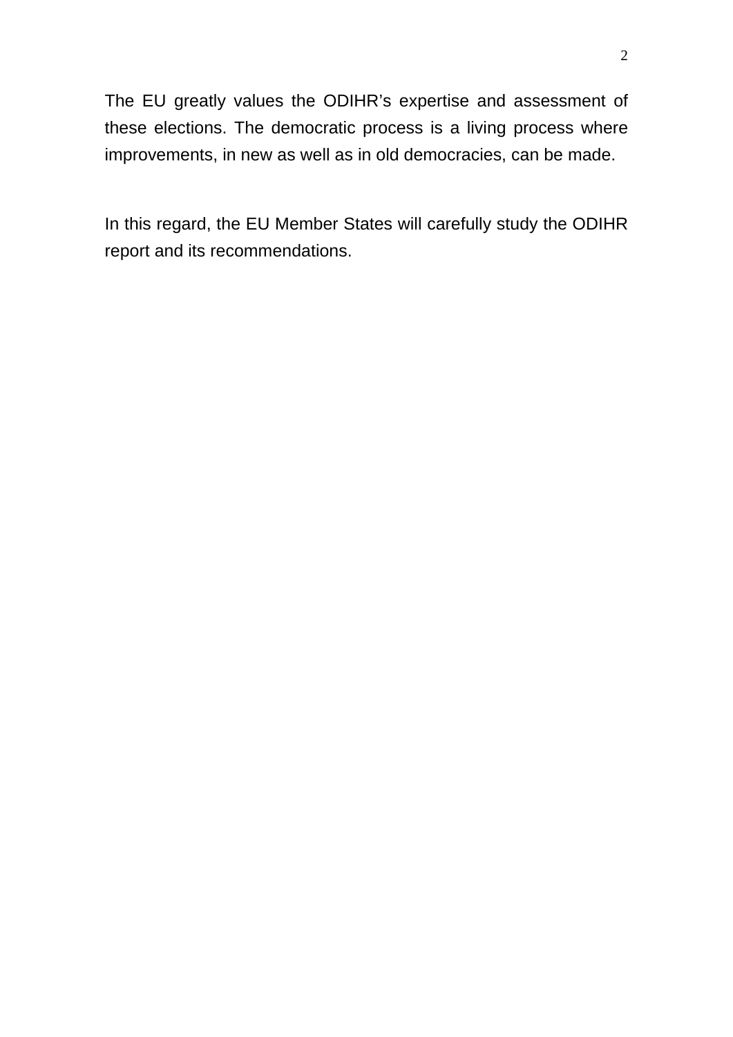The EU greatly values the ODIHR’s expertise and assessment of these elections. The democratic process is a living process where improvements, in new as well as in old democracies, can be made.

In this regard, the EU Member States will carefully study the ODIHR report and its recommendations.